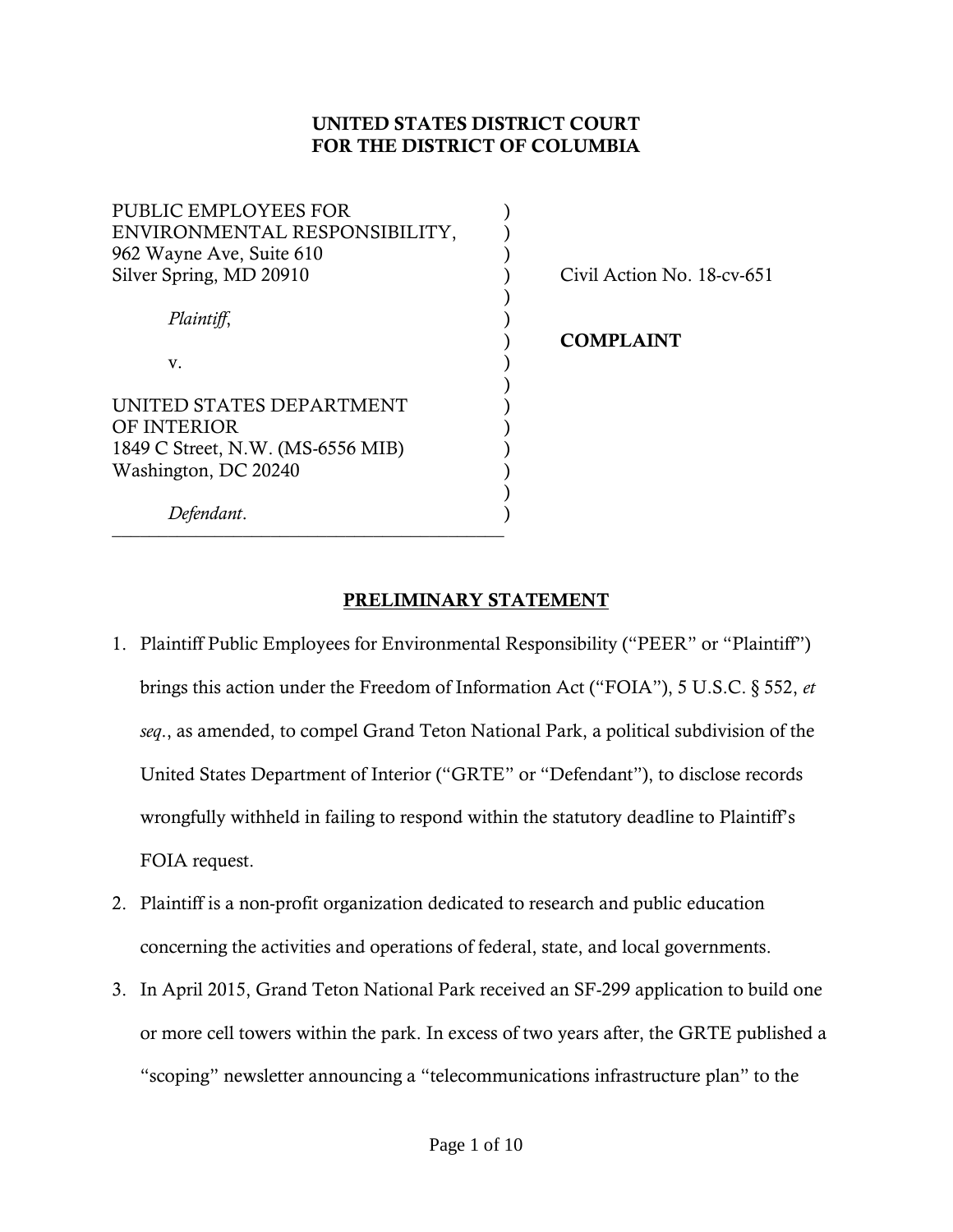**UNITED STATES DISTRICT COURT**
**FOR THE DISTRICT OF COLUMBIA**

| | |
|---|---|
| PUBLIC EMPLOYEES FOR ENVIRONMENTAL RESPONSIBILITY,<br>962 Wayne Ave, Suite 610<br>Silver Spring, MD 20910<br><br>*Plaintiff*,<br><br>v.<br><br>UNITED STATES DEPARTMENT OF INTERIOR<br>1849 C Street, N.W. (MS-6556 MIB)<br>Washington, DC 20240<br><br>*Defendant*. | Civil Action No. 18-cv-651<br><br>**COMPLAINT** |

## PRELIMINARY STATEMENT

1. Plaintiff Public Employees for Environmental Responsibility ("PEER" or "Plaintiff") brings this action under the Freedom of Information Act ("FOIA"), 5 U.S.C. § 552, *et seq*., as amended, to compel Grand Teton National Park, a political subdivision of the United States Department of Interior ("GRTE" or "Defendant"), to disclose records wrongfully withheld in failing to respond within the statutory deadline to Plaintiff's FOIA request.
2. Plaintiff is a non-profit organization dedicated to research and public education concerning the activities and operations of federal, state, and local governments.
3. In April 2015, Grand Teton National Park received an SF-299 application to build one or more cell towers within the park. In excess of two years after, the GRTE published a "scoping" newsletter announcing a "telecommunications infrastructure plan" to the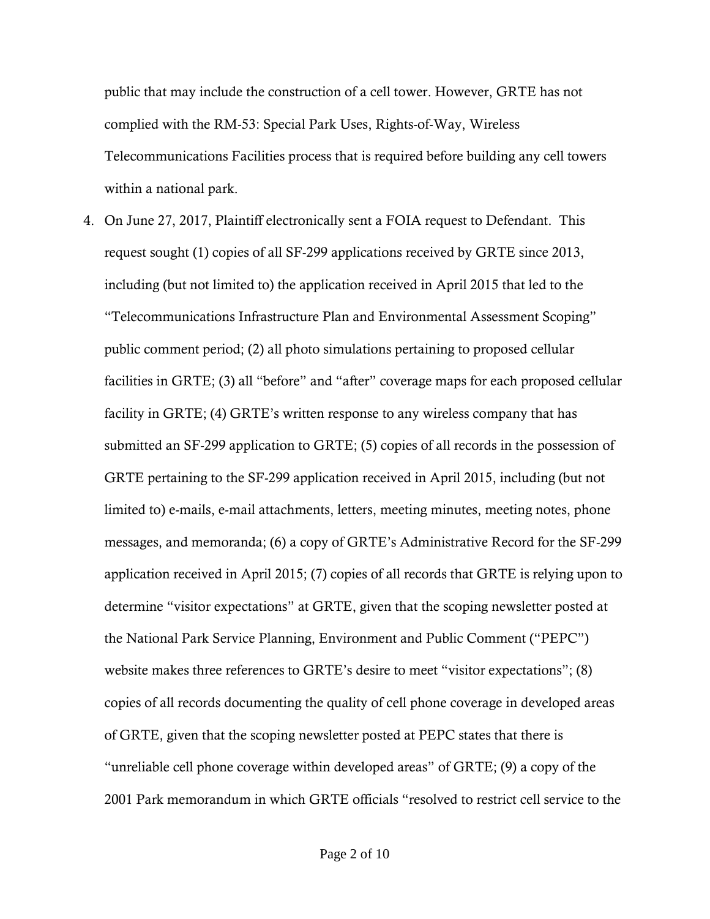public that may include the construction of a cell tower. However, GRTE has not complied with the RM-53: Special Park Uses, Rights-of-Way, Wireless Telecommunications Facilities process that is required before building any cell towers within a national park.

4. On June 27, 2017, Plaintiff electronically sent a FOIA request to Defendant. This request sought (1) copies of all SF-299 applications received by GRTE since 2013, including (but not limited to) the application received in April 2015 that led to the "Telecommunications Infrastructure Plan and Environmental Assessment Scoping" public comment period; (2) all photo simulations pertaining to proposed cellular facilities in GRTE; (3) all "before" and "after" coverage maps for each proposed cellular facility in GRTE; (4) GRTE's written response to any wireless company that has submitted an SF-299 application to GRTE; (5) copies of all records in the possession of GRTE pertaining to the SF-299 application received in April 2015, including (but not limited to) e-mails, e-mail attachments, letters, meeting minutes, meeting notes, phone messages, and memoranda; (6) a copy of GRTE's Administrative Record for the SF-299 application received in April 2015; (7) copies of all records that GRTE is relying upon to determine "visitor expectations" at GRTE, given that the scoping newsletter posted at the National Park Service Planning, Environment and Public Comment ("PEPC") website makes three references to GRTE's desire to meet "visitor expectations"; (8) copies of all records documenting the quality of cell phone coverage in developed areas of GRTE, given that the scoping newsletter posted at PEPC states that there is "unreliable cell phone coverage within developed areas" of GRTE; (9) a copy of the 2001 Park memorandum in which GRTE officials "resolved to restrict cell service to the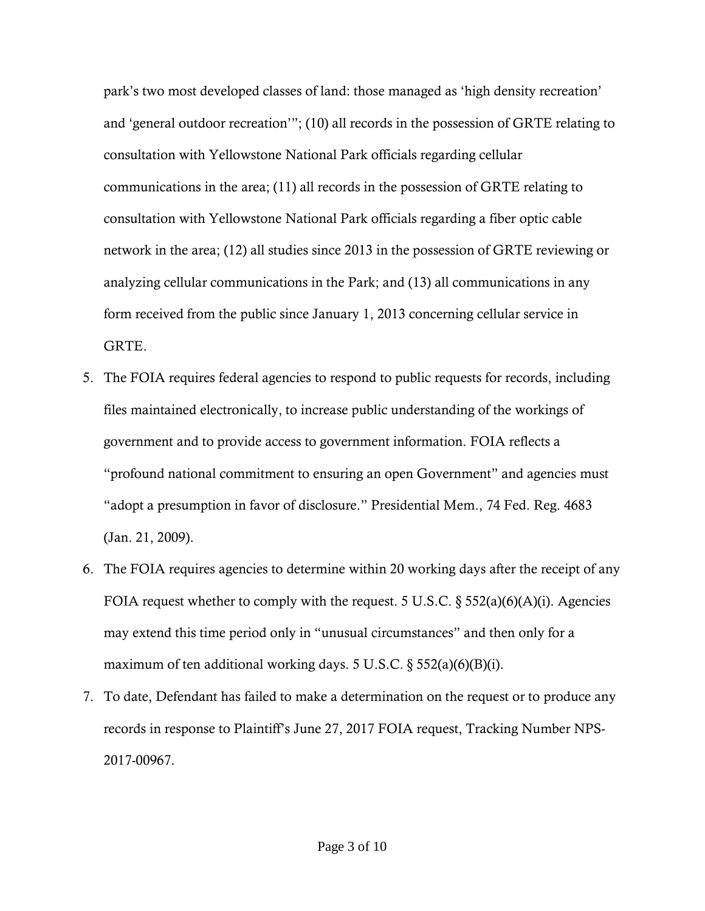park's two most developed classes of land: those managed as 'high density recreation' and 'general outdoor recreation'"; (10) all records in the possession of GRTE relating to consultation with Yellowstone National Park officials regarding cellular communications in the area; (11) all records in the possession of GRTE relating to consultation with Yellowstone National Park officials regarding a fiber optic cable network in the area; (12) all studies since 2013 in the possession of GRTE reviewing or analyzing cellular communications in the Park; and (13) all communications in any form received from the public since January 1, 2013 concerning cellular service in GRTE.

5. The FOIA requires federal agencies to respond to public requests for records, including files maintained electronically, to increase public understanding of the workings of government and to provide access to government information. FOIA reflects a "profound national commitment to ensuring an open Government" and agencies must "adopt a presumption in favor of disclosure." Presidential Mem., 74 Fed. Reg. 4683 (Jan. 21, 2009).

6. The FOIA requires agencies to determine within 20 working days after the receipt of any FOIA request whether to comply with the request. 5 U.S.C. § 552(a)(6)(A)(i). Agencies may extend this time period only in "unusual circumstances" and then only for a maximum of ten additional working days. 5 U.S.C. § 552(a)(6)(B)(i).

7. To date, Defendant has failed to make a determination on the request or to produce any records in response to Plaintiff's June 27, 2017 FOIA request, Tracking Number NPS-2017-00967.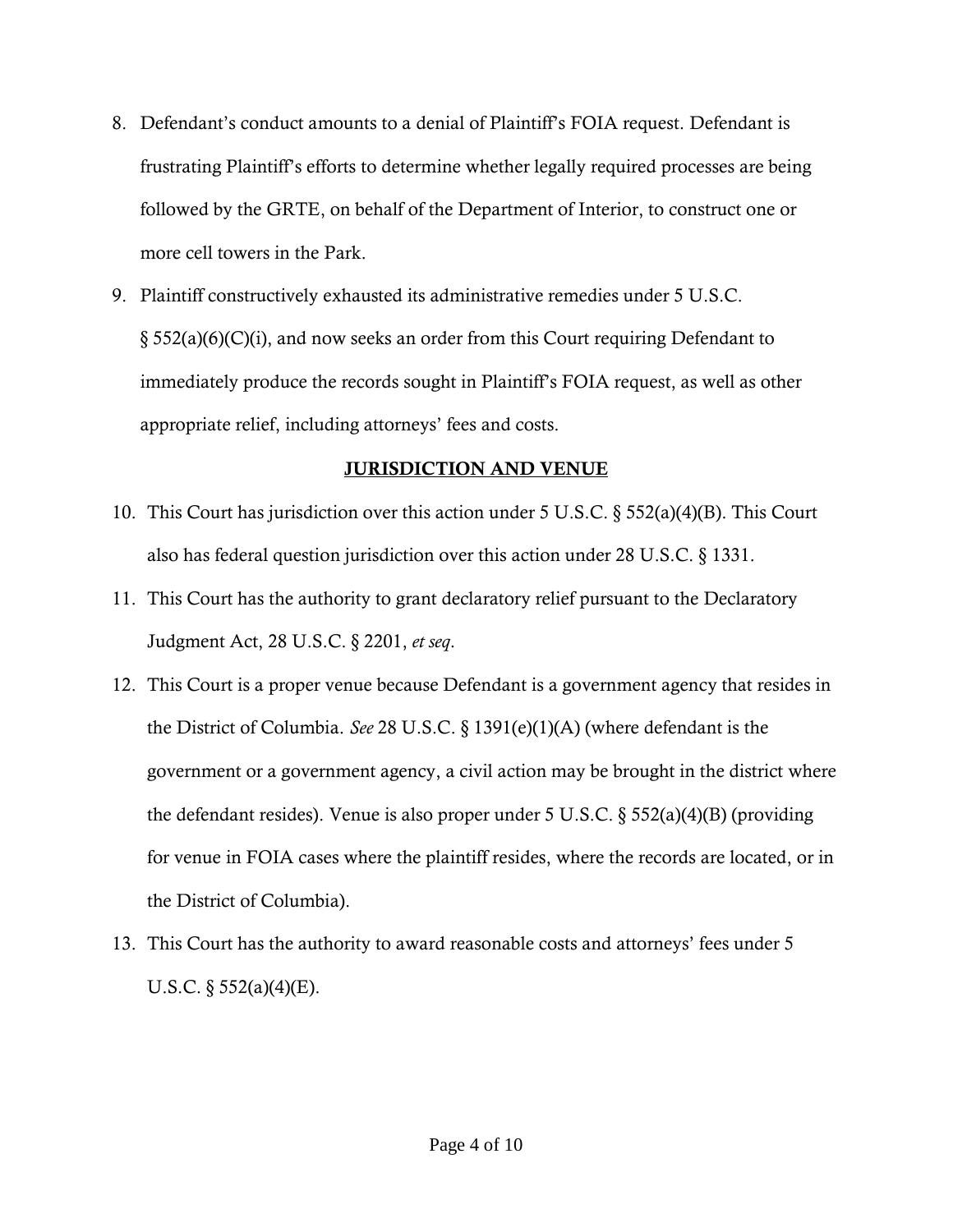8. Defendant's conduct amounts to a denial of Plaintiff's FOIA request. Defendant is frustrating Plaintiff's efforts to determine whether legally required processes are being followed by the GRTE, on behalf of the Department of Interior, to construct one or more cell towers in the Park.
9. Plaintiff constructively exhausted its administrative remedies under 5 U.S.C. § 552(a)(6)(C)(i), and now seeks an order from this Court requiring Defendant to immediately produce the records sought in Plaintiff's FOIA request, as well as other appropriate relief, including attorneys' fees and costs.

## <u>JURISDICTION AND VENUE</u>

10. This Court has jurisdiction over this action under 5 U.S.C. § 552(a)(4)(B). This Court also has federal question jurisdiction over this action under 28 U.S.C. § 1331.
11. This Court has the authority to grant declaratory relief pursuant to the Declaratory Judgment Act, 28 U.S.C. § 2201, *et seq*.
12. This Court is a proper venue because Defendant is a government agency that resides in the District of Columbia. *See* 28 U.S.C. § 1391(e)(1)(A) (where defendant is the government or a government agency, a civil action may be brought in the district where the defendant resides). Venue is also proper under 5 U.S.C. § 552(a)(4)(B) (providing for venue in FOIA cases where the plaintiff resides, where the records are located, or in the District of Columbia).
13. This Court has the authority to award reasonable costs and attorneys' fees under 5 U.S.C. § 552(a)(4)(E).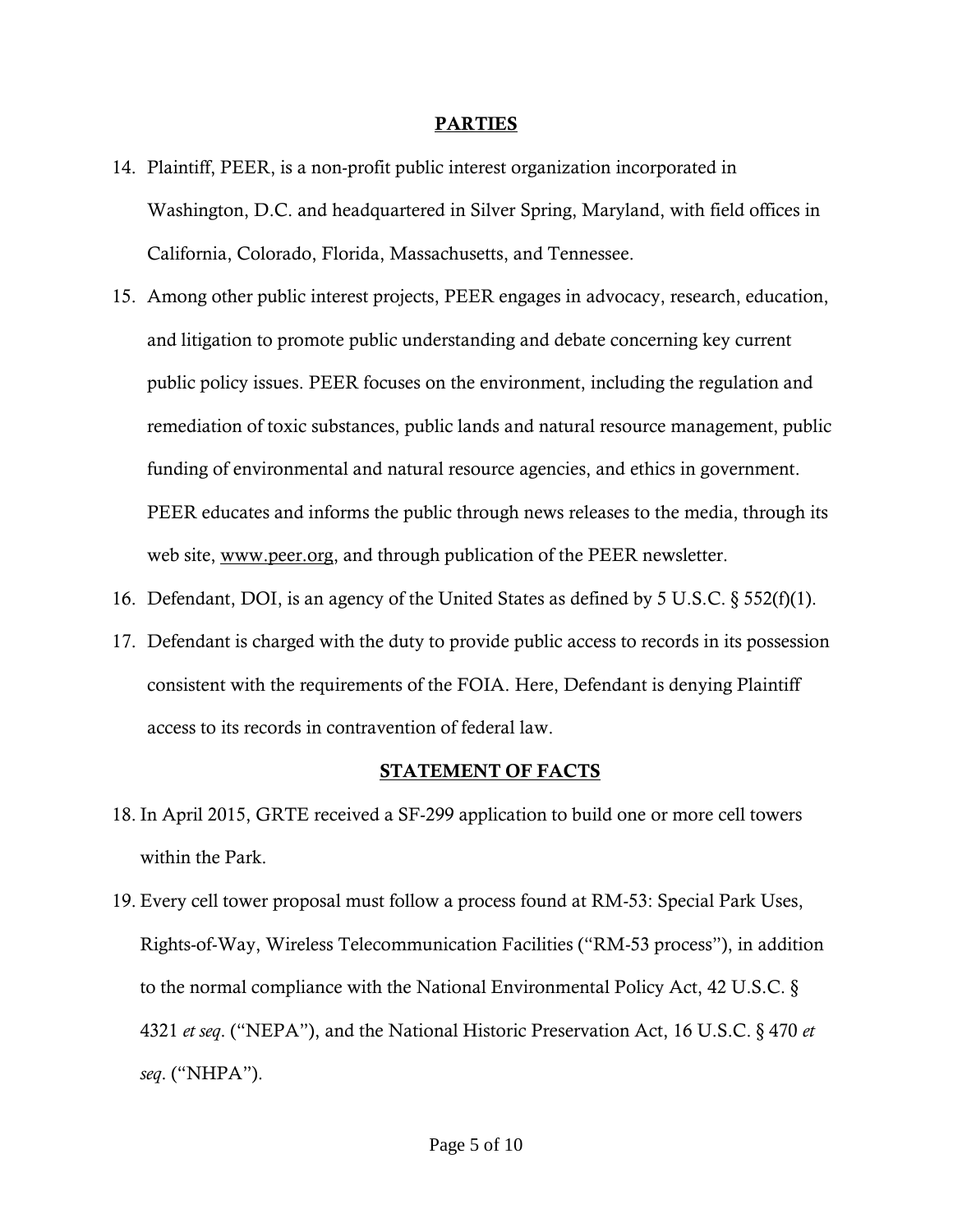## PARTIES

14. Plaintiff, PEER, is a non-profit public interest organization incorporated in Washington, D.C. and headquartered in Silver Spring, Maryland, with field offices in California, Colorado, Florida, Massachusetts, and Tennessee.
15. Among other public interest projects, PEER engages in advocacy, research, education, and litigation to promote public understanding and debate concerning key current public policy issues. PEER focuses on the environment, including the regulation and remediation of toxic substances, public lands and natural resource management, public funding of environmental and natural resource agencies, and ethics in government. PEER educates and informs the public through news releases to the media, through its web site, www.peer.org, and through publication of the PEER newsletter.
16. Defendant, DOI, is an agency of the United States as defined by 5 U.S.C. § 552(f)(1).
17. Defendant is charged with the duty to provide public access to records in its possession consistent with the requirements of the FOIA. Here, Defendant is denying Plaintiff access to its records in contravention of federal law.

## STATEMENT OF FACTS

18. In April 2015, GRTE received a SF-299 application to build one or more cell towers within the Park.
19. Every cell tower proposal must follow a process found at RM-53: Special Park Uses, Rights-of-Way, Wireless Telecommunication Facilities ("RM-53 process"), in addition to the normal compliance with the National Environmental Policy Act, 42 U.S.C. § 4321 *et seq*. ("NEPA"), and the National Historic Preservation Act, 16 U.S.C. § 470 *et seq*. ("NHPA").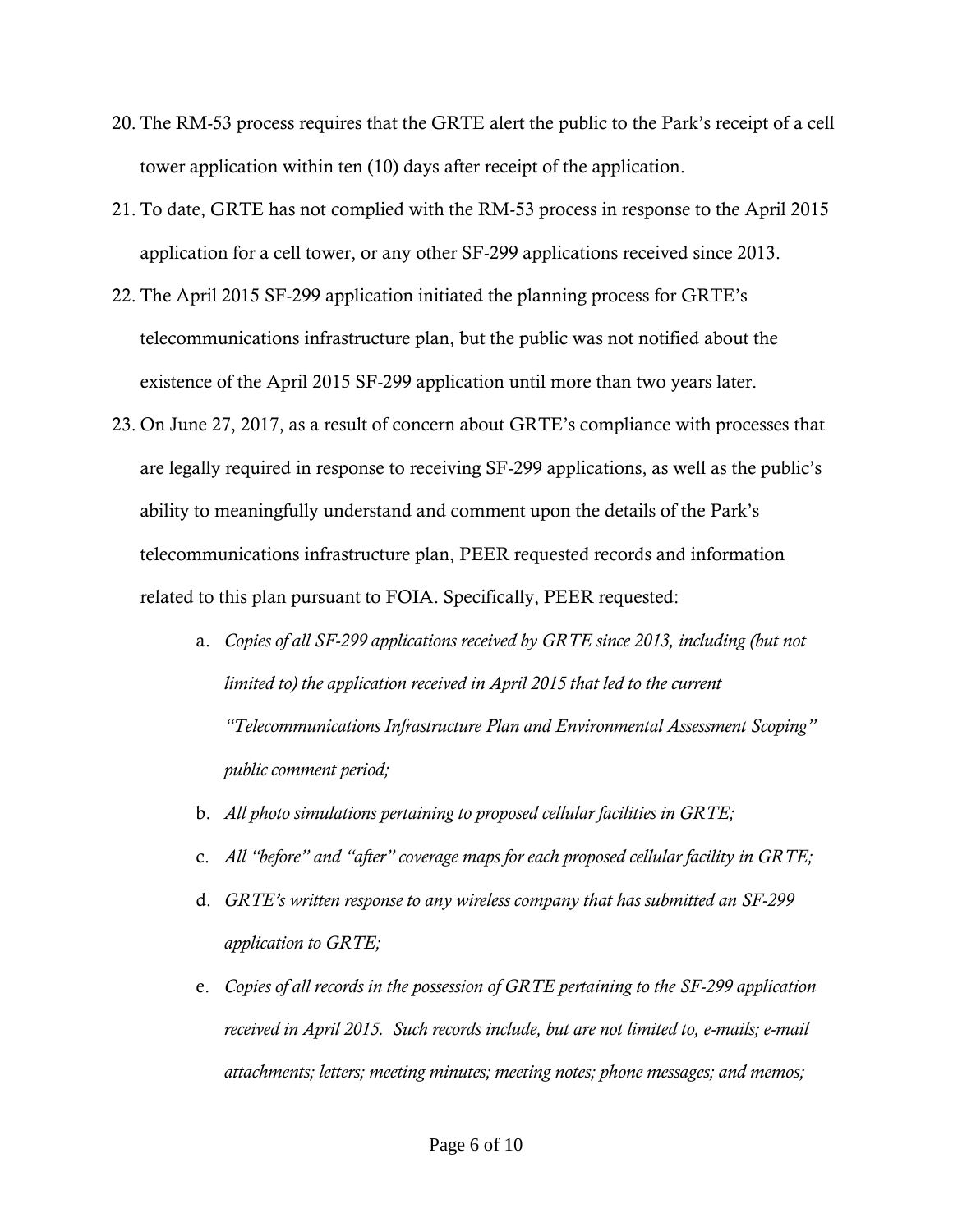20. The RM-53 process requires that the GRTE alert the public to the Park's receipt of a cell tower application within ten (10) days after receipt of the application.

21. To date, GRTE has not complied with the RM-53 process in response to the April 2015 application for a cell tower, or any other SF-299 applications received since 2013.

22. The April 2015 SF-299 application initiated the planning process for GRTE's telecommunications infrastructure plan, but the public was not notified about the existence of the April 2015 SF-299 application until more than two years later.

23. On June 27, 2017, as a result of concern about GRTE's compliance with processes that are legally required in response to receiving SF-299 applications, as well as the public's ability to meaningfully understand and comment upon the details of the Park's telecommunications infrastructure plan, PEER requested records and information related to this plan pursuant to FOIA. Specifically, PEER requested:

    a. *Copies of all SF-299 applications received by GRTE since 2013, including (but not limited to) the application received in April 2015 that led to the current "Telecommunications Infrastructure Plan and Environmental Assessment Scoping" public comment period;*

    b. *All photo simulations pertaining to proposed cellular facilities in GRTE;*

    c. *All "before" and "after" coverage maps for each proposed cellular facility in GRTE;*

    d. *GRTE's written response to any wireless company that has submitted an SF-299 application to GRTE;*

    e. *Copies of all records in the possession of GRTE pertaining to the SF-299 application received in April 2015. Such records include, but are not limited to, e-mails; e-mail attachments; letters; meeting minutes; meeting notes; phone messages; and memos;*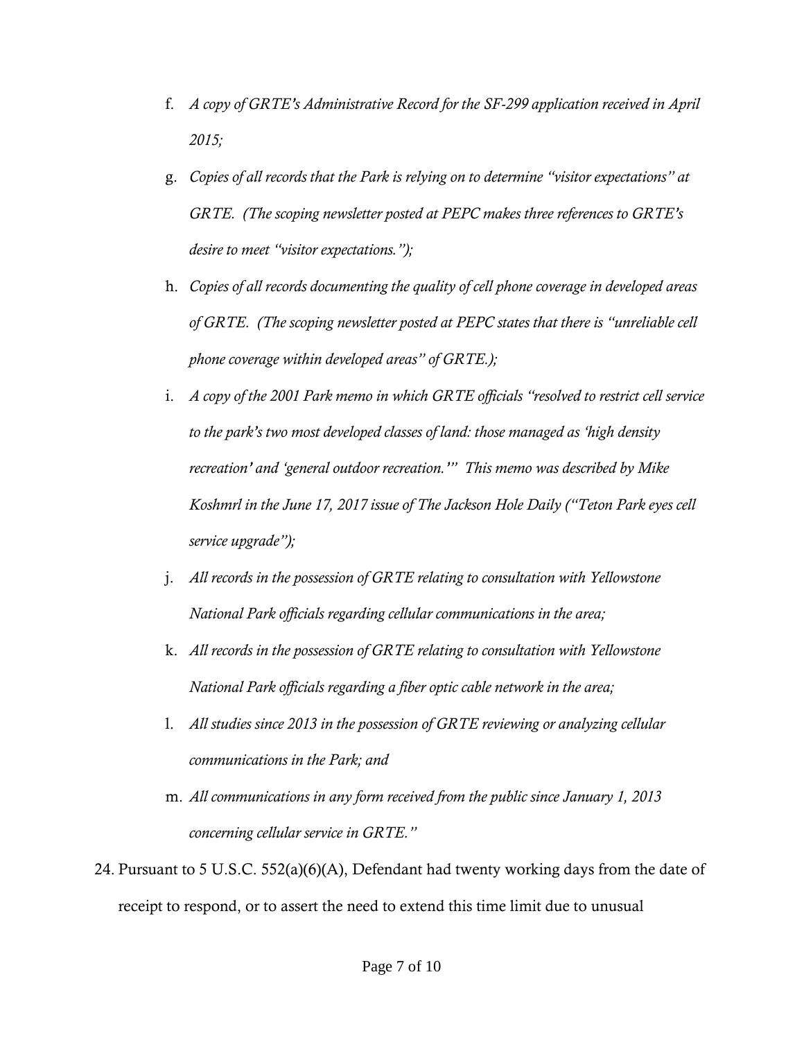f. *A copy of GRTE's Administrative Record for the SF-299 application received in April 2015;*

g. *Copies of all records that the Park is relying on to determine "visitor expectations" at GRTE. (The scoping newsletter posted at PEPC makes three references to GRTE's desire to meet "visitor expectations.");*

h. *Copies of all records documenting the quality of cell phone coverage in developed areas of GRTE. (The scoping newsletter posted at PEPC states that there is "unreliable cell phone coverage within developed areas" of GRTE.);*

i. *A copy of the 2001 Park memo in which GRTE officials "resolved to restrict cell service to the park's two most developed classes of land: those managed as 'high density recreation' and 'general outdoor recreation.'" This memo was described by Mike Koshmrl in the June 17, 2017 issue of The Jackson Hole Daily ("Teton Park eyes cell service upgrade");*

j. *All records in the possession of GRTE relating to consultation with Yellowstone National Park officials regarding cellular communications in the area;*

k. *All records in the possession of GRTE relating to consultation with Yellowstone National Park officials regarding a fiber optic cable network in the area;*

l. *All studies since 2013 in the possession of GRTE reviewing or analyzing cellular communications in the Park; and*

m. *All communications in any form received from the public since January 1, 2013 concerning cellular service in GRTE."*

24. Pursuant to 5 U.S.C. 552(a)(6)(A), Defendant had twenty working days from the date of receipt to respond, or to assert the need to extend this time limit due to unusual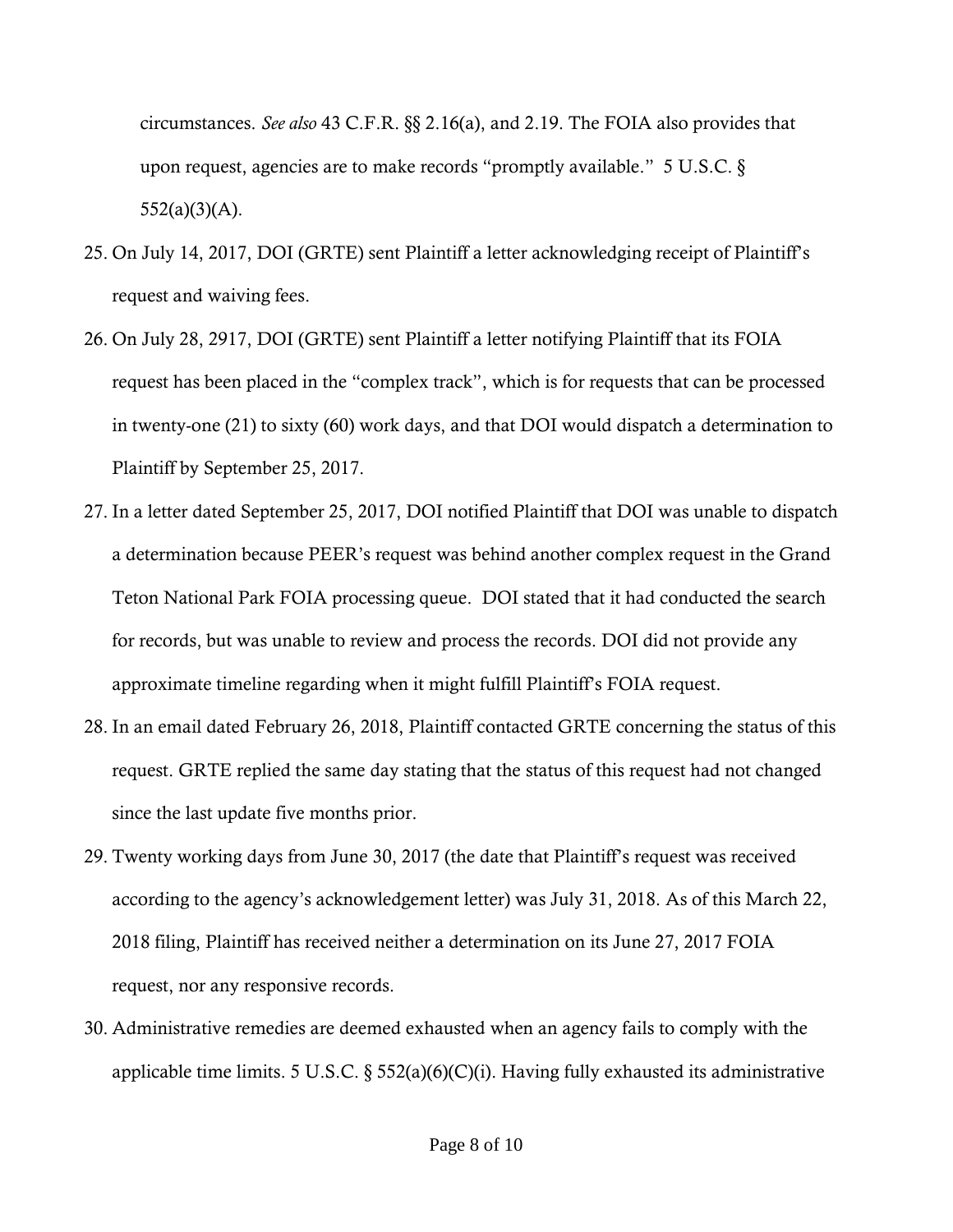circumstances. *See also* 43 C.F.R. §§ 2.16(a), and 2.19. The FOIA also provides that upon request, agencies are to make records "promptly available." 5 U.S.C. § 552(a)(3)(A).

25. On July 14, 2017, DOI (GRTE) sent Plaintiff a letter acknowledging receipt of Plaintiff's request and waiving fees.
26. On July 28, 2917, DOI (GRTE) sent Plaintiff a letter notifying Plaintiff that its FOIA request has been placed in the "complex track", which is for requests that can be processed in twenty-one (21) to sixty (60) work days, and that DOI would dispatch a determination to Plaintiff by September 25, 2017.
27. In a letter dated September 25, 2017, DOI notified Plaintiff that DOI was unable to dispatch a determination because PEER's request was behind another complex request in the Grand Teton National Park FOIA processing queue. DOI stated that it had conducted the search for records, but was unable to review and process the records. DOI did not provide any approximate timeline regarding when it might fulfill Plaintiff's FOIA request.
28. In an email dated February 26, 2018, Plaintiff contacted GRTE concerning the status of this request. GRTE replied the same day stating that the status of this request had not changed since the last update five months prior.
29. Twenty working days from June 30, 2017 (the date that Plaintiff's request was received according to the agency's acknowledgement letter) was July 31, 2018. As of this March 22, 2018 filing, Plaintiff has received neither a determination on its June 27, 2017 FOIA request, nor any responsive records.
30. Administrative remedies are deemed exhausted when an agency fails to comply with the applicable time limits. 5 U.S.C. § 552(a)(6)(C)(i). Having fully exhausted its administrative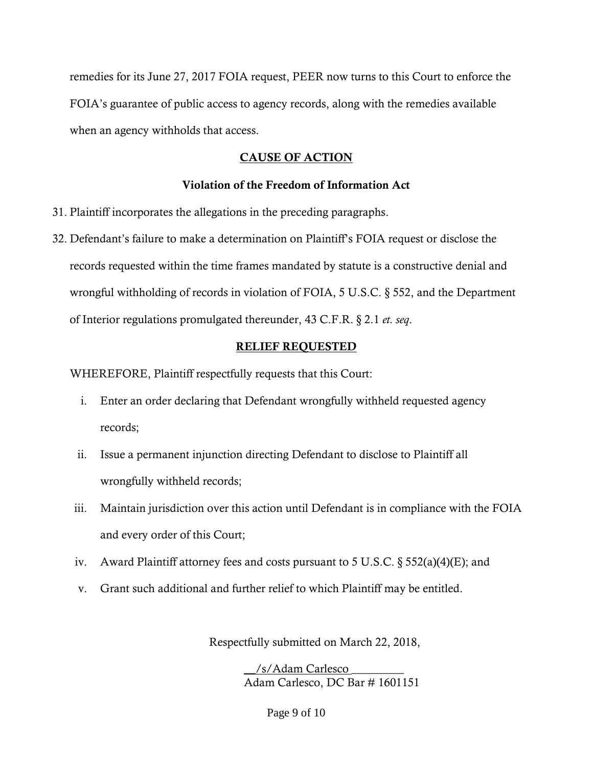remedies for its June 27, 2017 FOIA request, PEER now turns to this Court to enforce the FOIA's guarantee of public access to agency records, along with the remedies available when an agency withholds that access.

## CAUSE OF ACTION

### Violation of the Freedom of Information Act

31. Plaintiff incorporates the allegations in the preceding paragraphs.
32. Defendant's failure to make a determination on Plaintiff's FOIA request or disclose the records requested within the time frames mandated by statute is a constructive denial and wrongful withholding of records in violation of FOIA, 5 U.S.C. § 552, and the Department of Interior regulations promulgated thereunder, 43 C.F.R. § 2.1 *et. seq*.

## RELIEF REQUESTED

WHEREFORE, Plaintiff respectfully requests that this Court:

i. Enter an order declaring that Defendant wrongfully withheld requested agency records;

ii. Issue a permanent injunction directing Defendant to disclose to Plaintiff all wrongfully withheld records;

iii. Maintain jurisdiction over this action until Defendant is in compliance with the FOIA and every order of this Court;

iv. Award Plaintiff attorney fees and costs pursuant to 5 U.S.C. § 552(a)(4)(E); and

v. Grant such additional and further relief to which Plaintiff may be entitled.

Respectfully submitted on March 22, 2018,

__/s/Adam Carlesco__________
Adam Carlesco, DC Bar # 1601151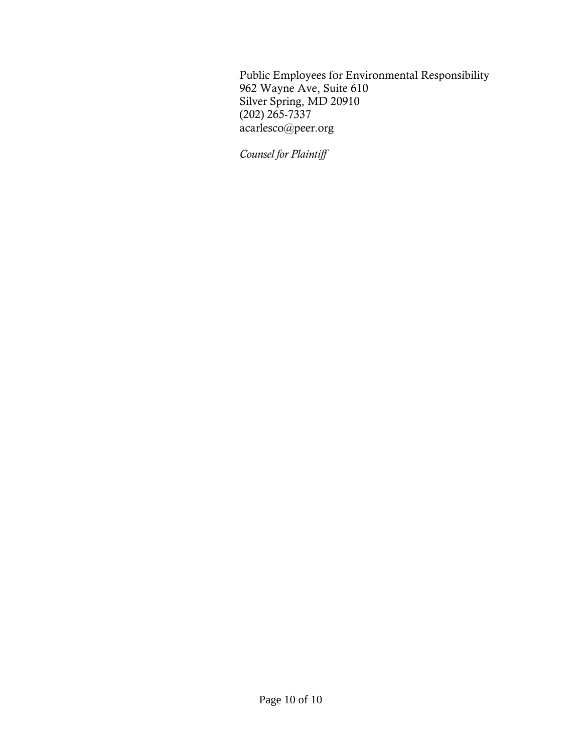Public Employees for Environmental Responsibility
962 Wayne Ave, Suite 610
Silver Spring, MD 20910
(202) 265-7337
acarlesco@peer.org

*Counsel for Plaintiff*